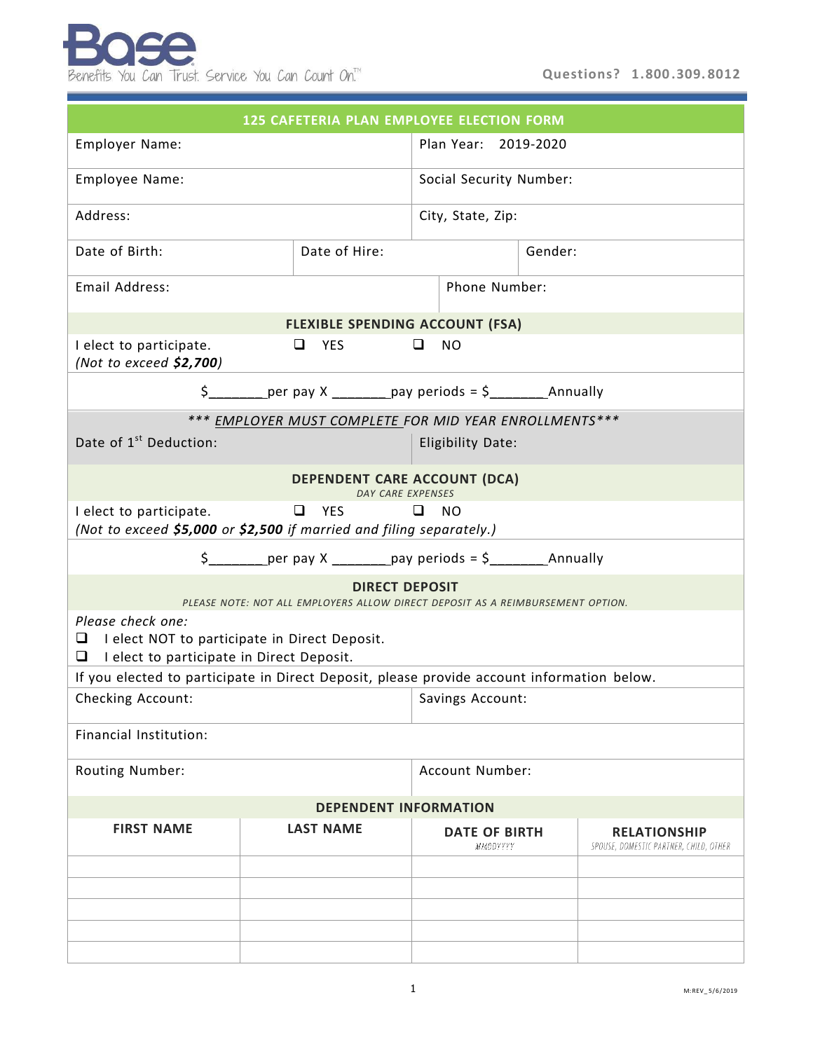Base
Benefits You Can Trust. Service You Can Count On.™

Questions? 1.800.309.8012

## 125 CAFETERIA PLAN EMPLOYEE ELECTION FORM

| | |
|---|---|
| Employer Name: | Plan Year: 2019-2020 |
| Employee Name: | Social Security Number: |
| Address: | City, State, Zip: |

| | | |
|---|---|---|
| Date of Birth: | Date of Hire: | Gender: |

| | |
|---|---|
| Email Address: | Phone Number: |

### FLEXIBLE SPENDING ACCOUNT (FSA)

I elect to participate. ❑ YES ❑ NO
*(Not to exceed **$2,700**)*

$_______per pay X _______pay periods = $_______Annually

****** *EMPLOYER MUST COMPLETE FOR MID YEAR ENROLLMENTS****

| | |
|---|---|
| Date of 1st Deduction: | Eligibility Date: |

### DEPENDENT CARE ACCOUNT (DCA)

*DAY CARE EXPENSES*

I elect to participate. ❑ YES ❑ NO
*(Not to exceed **$5,000** or **$2,500** if married and filing separately.)*

$_______per pay X _______pay periods = $_______Annually

### DIRECT DEPOSIT

*PLEASE NOTE: NOT ALL EMPLOYERS ALLOW DIRECT DEPOSIT AS A REIMBURSEMENT OPTION.*

*Please check one:*

❑ I elect NOT to participate in Direct Deposit.
❑ I elect to participate in Direct Deposit.

If you elected to participate in Direct Deposit, please provide account information below.

| | |
|---|---|
| Checking Account: | Savings Account: |
| Financial Institution: | |
| Routing Number: | Account Number: |

### DEPENDENT INFORMATION

| FIRST NAME | LAST NAME | DATE OF BIRTH (MMDDYYYY) | RELATIONSHIP (SPOUSE, DOMESTIC PARTNER, CHILD, OTHER) |
|---|---|---|---|
| | | | |
| | | | |
| | | | |
| | | | |
| | | | |

M:REV_5/6/2019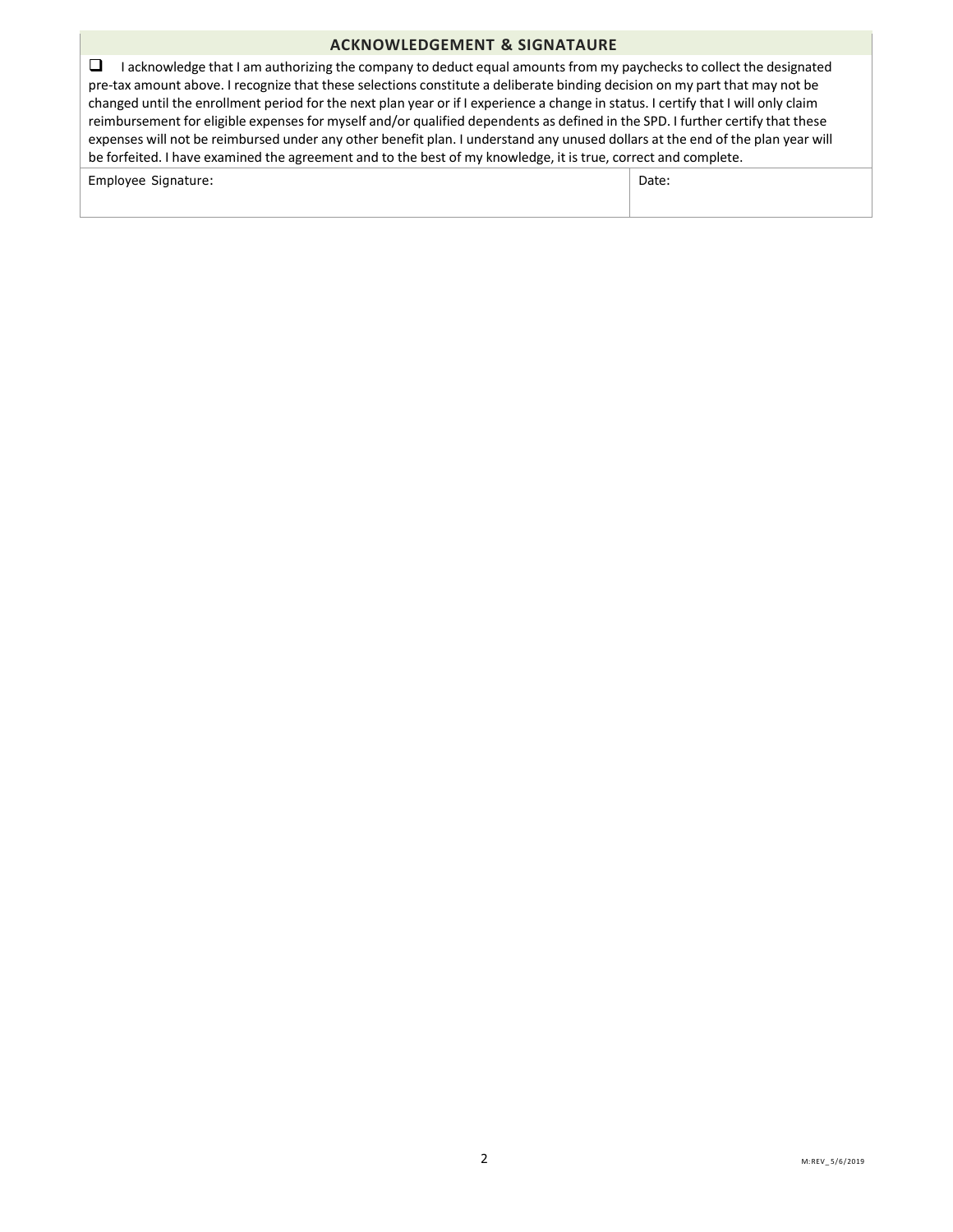## ACKNOWLEDGEMENT & SIGNATAURE

☐ I acknowledge that I am authorizing the company to deduct equal amounts from my paychecks to collect the designated pre-tax amount above. I recognize that these selections constitute a deliberate binding decision on my part that may not be changed until the enrollment period for the next plan year or if I experience a change in status. I certify that I will only claim reimbursement for eligible expenses for myself and/or qualified dependents as defined in the SPD. I further certify that these expenses will not be reimbursed under any other benefit plan. I understand any unused dollars at the end of the plan year will be forfeited. I have examined the agreement and to the best of my knowledge, it is true, correct and complete.

| | |
|---|---|
| Employee Signature: | Date: |

M:REV_5/6/2019